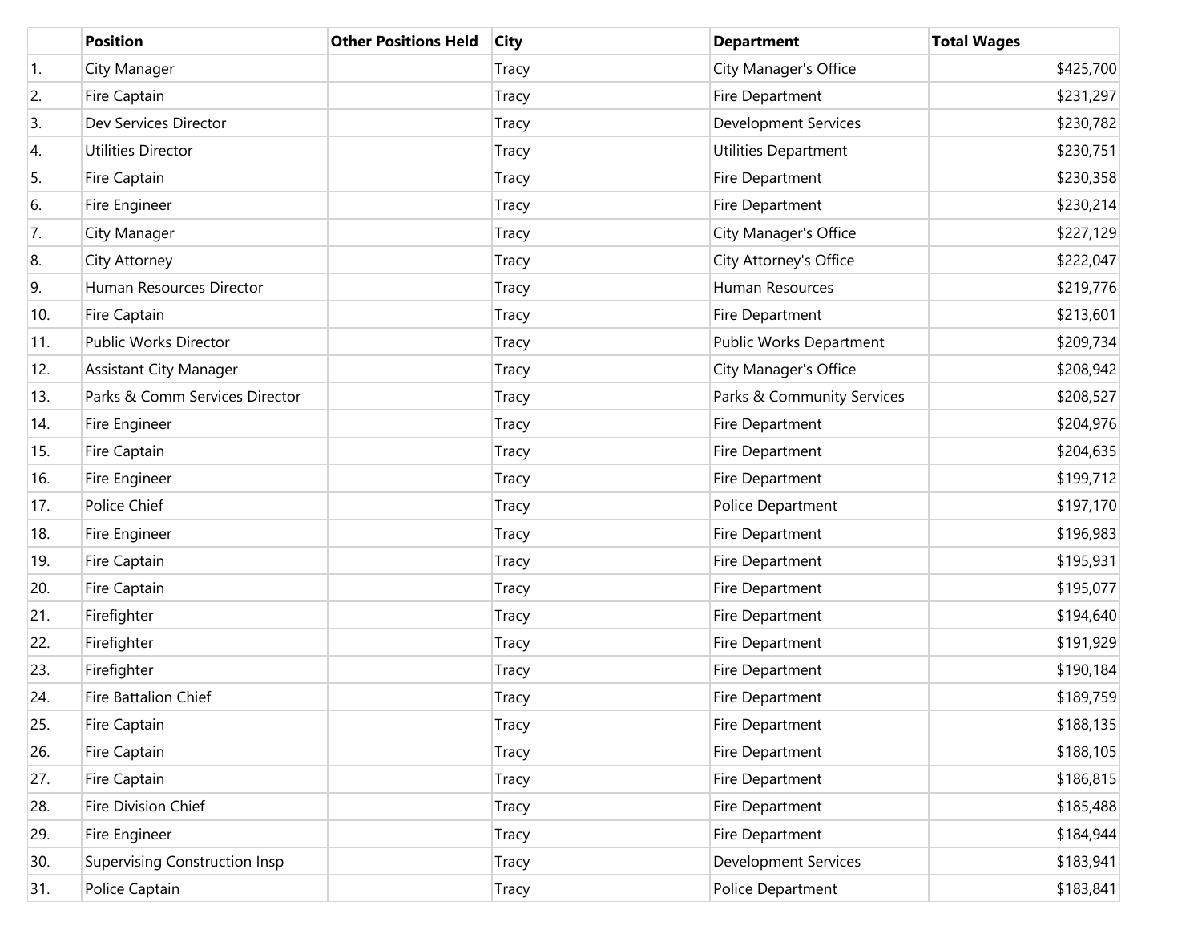| | Position | Other Positions Held | City | Department | Total Wages |
|---|---|---|---|---|---|
| 1. | City Manager | | Tracy | City Manager's Office | $425,700 |
| 2. | Fire Captain | | Tracy | Fire Department | $231,297 |
| 3. | Dev Services Director | | Tracy | Development Services | $230,782 |
| 4. | Utilities Director | | Tracy | Utilities Department | $230,751 |
| 5. | Fire Captain | | Tracy | Fire Department | $230,358 |
| 6. | Fire Engineer | | Tracy | Fire Department | $230,214 |
| 7. | City Manager | | Tracy | City Manager's Office | $227,129 |
| 8. | City Attorney | | Tracy | City Attorney's Office | $222,047 |
| 9. | Human Resources Director | | Tracy | Human Resources | $219,776 |
| 10. | Fire Captain | | Tracy | Fire Department | $213,601 |
| 11. | Public Works Director | | Tracy | Public Works Department | $209,734 |
| 12. | Assistant City Manager | | Tracy | City Manager's Office | $208,942 |
| 13. | Parks & Comm Services Director | | Tracy | Parks & Community Services | $208,527 |
| 14. | Fire Engineer | | Tracy | Fire Department | $204,976 |
| 15. | Fire Captain | | Tracy | Fire Department | $204,635 |
| 16. | Fire Engineer | | Tracy | Fire Department | $199,712 |
| 17. | Police Chief | | Tracy | Police Department | $197,170 |
| 18. | Fire Engineer | | Tracy | Fire Department | $196,983 |
| 19. | Fire Captain | | Tracy | Fire Department | $195,931 |
| 20. | Fire Captain | | Tracy | Fire Department | $195,077 |
| 21. | Firefighter | | Tracy | Fire Department | $194,640 |
| 22. | Firefighter | | Tracy | Fire Department | $191,929 |
| 23. | Firefighter | | Tracy | Fire Department | $190,184 |
| 24. | Fire Battalion Chief | | Tracy | Fire Department | $189,759 |
| 25. | Fire Captain | | Tracy | Fire Department | $188,135 |
| 26. | Fire Captain | | Tracy | Fire Department | $188,105 |
| 27. | Fire Captain | | Tracy | Fire Department | $186,815 |
| 28. | Fire Division Chief | | Tracy | Fire Department | $185,488 |
| 29. | Fire Engineer | | Tracy | Fire Department | $184,944 |
| 30. | Supervising Construction Insp | | Tracy | Development Services | $183,941 |
| 31. | Police Captain | | Tracy | Police Department | $183,841 |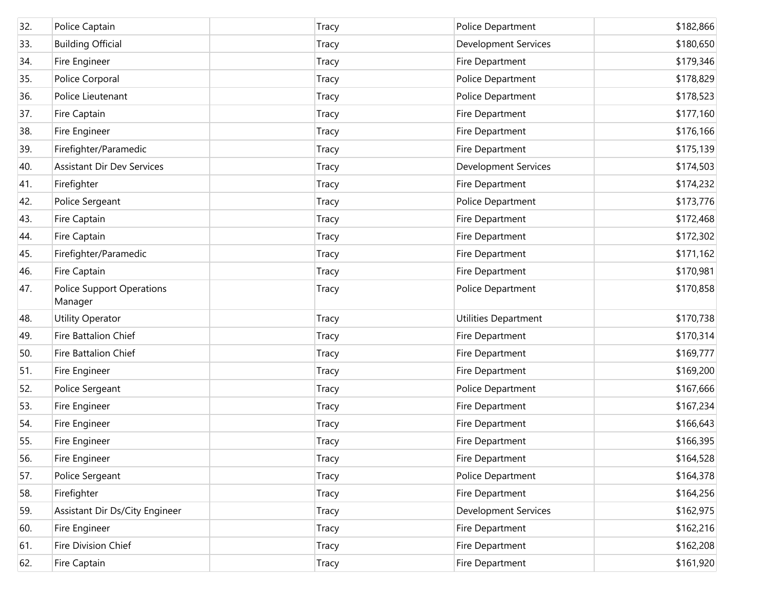| 32. | Police Captain | | Tracy | Police Department | $182,866 |
|---|---|---|---|---|---|
| 33. | Building Official | | Tracy | Development Services | $180,650 |
| 34. | Fire Engineer | | Tracy | Fire Department | $179,346 |
| 35. | Police Corporal | | Tracy | Police Department | $178,829 |
| 36. | Police Lieutenant | | Tracy | Police Department | $178,523 |
| 37. | Fire Captain | | Tracy | Fire Department | $177,160 |
| 38. | Fire Engineer | | Tracy | Fire Department | $176,166 |
| 39. | Firefighter/Paramedic | | Tracy | Fire Department | $175,139 |
| 40. | Assistant Dir Dev Services | | Tracy | Development Services | $174,503 |
| 41. | Firefighter | | Tracy | Fire Department | $174,232 |
| 42. | Police Sergeant | | Tracy | Police Department | $173,776 |
| 43. | Fire Captain | | Tracy | Fire Department | $172,468 |
| 44. | Fire Captain | | Tracy | Fire Department | $172,302 |
| 45. | Firefighter/Paramedic | | Tracy | Fire Department | $171,162 |
| 46. | Fire Captain | | Tracy | Fire Department | $170,981 |
| 47. | Police Support Operations Manager | | Tracy | Police Department | $170,858 |
| 48. | Utility Operator | | Tracy | Utilities Department | $170,738 |
| 49. | Fire Battalion Chief | | Tracy | Fire Department | $170,314 |
| 50. | Fire Battalion Chief | | Tracy | Fire Department | $169,777 |
| 51. | Fire Engineer | | Tracy | Fire Department | $169,200 |
| 52. | Police Sergeant | | Tracy | Police Department | $167,666 |
| 53. | Fire Engineer | | Tracy | Fire Department | $167,234 |
| 54. | Fire Engineer | | Tracy | Fire Department | $166,643 |
| 55. | Fire Engineer | | Tracy | Fire Department | $166,395 |
| 56. | Fire Engineer | | Tracy | Fire Department | $164,528 |
| 57. | Police Sergeant | | Tracy | Police Department | $164,378 |
| 58. | Firefighter | | Tracy | Fire Department | $164,256 |
| 59. | Assistant Dir Ds/City Engineer | | Tracy | Development Services | $162,975 |
| 60. | Fire Engineer | | Tracy | Fire Department | $162,216 |
| 61. | Fire Division Chief | | Tracy | Fire Department | $162,208 |
| 62. | Fire Captain | | Tracy | Fire Department | $161,920 |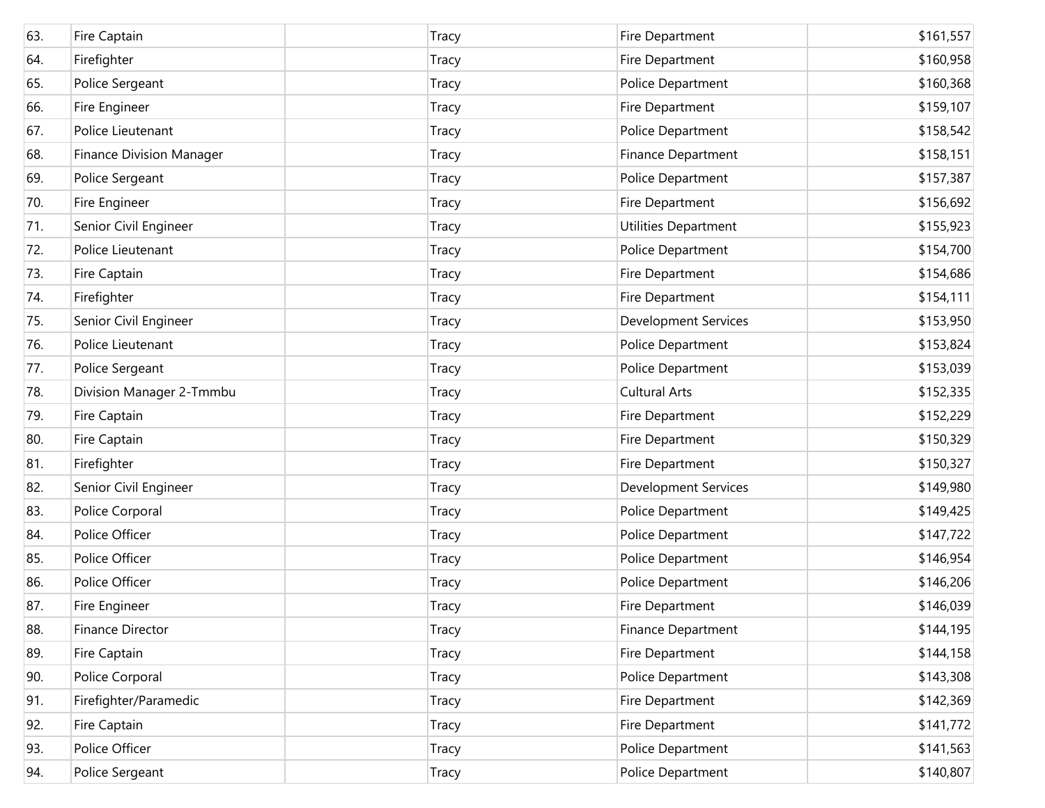| | | | | | |
|---|---|---|---|---|---|
| 63. | Fire Captain | | Tracy | Fire Department | $161,557 |
| 64. | Firefighter | | Tracy | Fire Department | $160,958 |
| 65. | Police Sergeant | | Tracy | Police Department | $160,368 |
| 66. | Fire Engineer | | Tracy | Fire Department | $159,107 |
| 67. | Police Lieutenant | | Tracy | Police Department | $158,542 |
| 68. | Finance Division Manager | | Tracy | Finance Department | $158,151 |
| 69. | Police Sergeant | | Tracy | Police Department | $157,387 |
| 70. | Fire Engineer | | Tracy | Fire Department | $156,692 |
| 71. | Senior Civil Engineer | | Tracy | Utilities Department | $155,923 |
| 72. | Police Lieutenant | | Tracy | Police Department | $154,700 |
| 73. | Fire Captain | | Tracy | Fire Department | $154,686 |
| 74. | Firefighter | | Tracy | Fire Department | $154,111 |
| 75. | Senior Civil Engineer | | Tracy | Development Services | $153,950 |
| 76. | Police Lieutenant | | Tracy | Police Department | $153,824 |
| 77. | Police Sergeant | | Tracy | Police Department | $153,039 |
| 78. | Division Manager 2-Tmmbu | | Tracy | Cultural Arts | $152,335 |
| 79. | Fire Captain | | Tracy | Fire Department | $152,229 |
| 80. | Fire Captain | | Tracy | Fire Department | $150,329 |
| 81. | Firefighter | | Tracy | Fire Department | $150,327 |
| 82. | Senior Civil Engineer | | Tracy | Development Services | $149,980 |
| 83. | Police Corporal | | Tracy | Police Department | $149,425 |
| 84. | Police Officer | | Tracy | Police Department | $147,722 |
| 85. | Police Officer | | Tracy | Police Department | $146,954 |
| 86. | Police Officer | | Tracy | Police Department | $146,206 |
| 87. | Fire Engineer | | Tracy | Fire Department | $146,039 |
| 88. | Finance Director | | Tracy | Finance Department | $144,195 |
| 89. | Fire Captain | | Tracy | Fire Department | $144,158 |
| 90. | Police Corporal | | Tracy | Police Department | $143,308 |
| 91. | Firefighter/Paramedic | | Tracy | Fire Department | $142,369 |
| 92. | Fire Captain | | Tracy | Fire Department | $141,772 |
| 93. | Police Officer | | Tracy | Police Department | $141,563 |
| 94. | Police Sergeant | | Tracy | Police Department | $140,807 |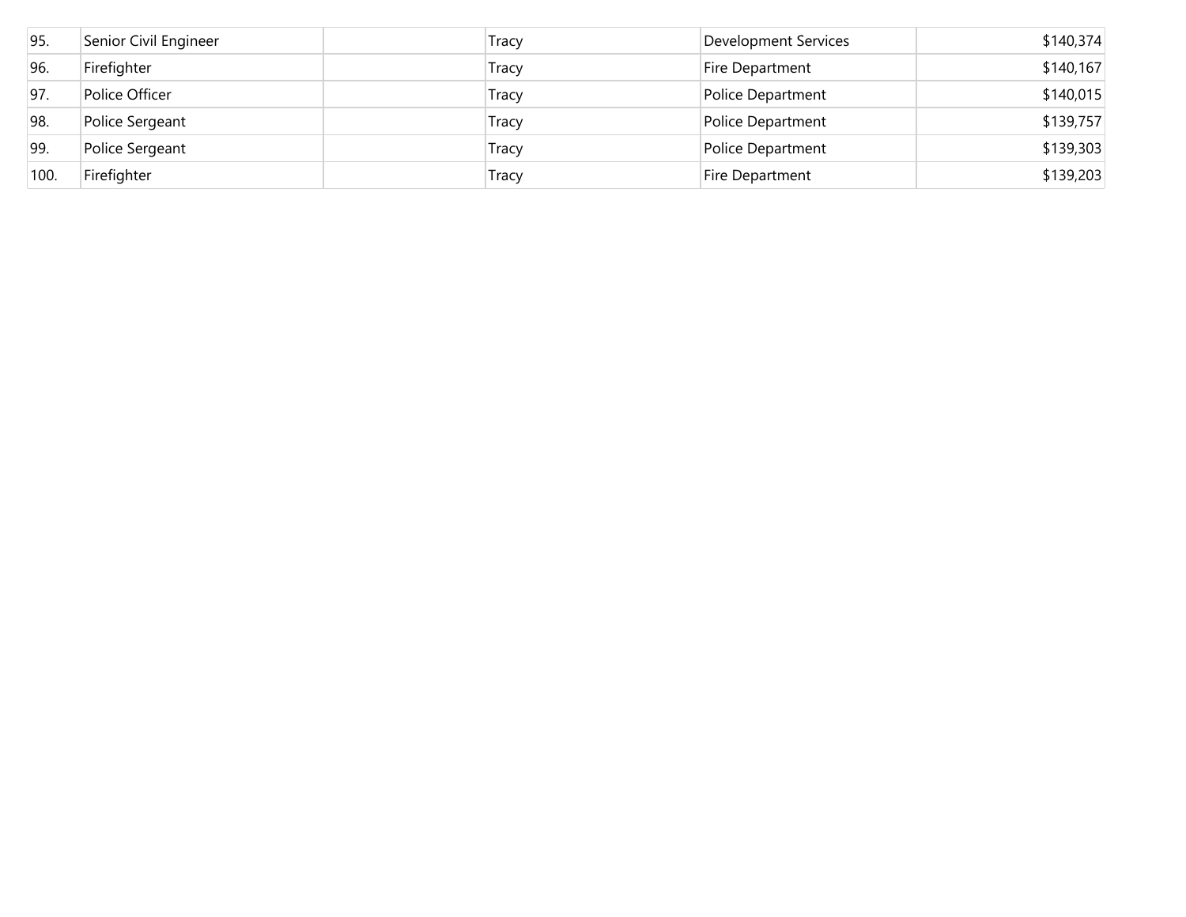| | | | | | |
|---|---|---|---|---|---|
| 95. | Senior Civil Engineer | | Tracy | Development Services | $140,374 |
| 96. | Firefighter | | Tracy | Fire Department | $140,167 |
| 97. | Police Officer | | Tracy | Police Department | $140,015 |
| 98. | Police Sergeant | | Tracy | Police Department | $139,757 |
| 99. | Police Sergeant | | Tracy | Police Department | $139,303 |
| 100. | Firefighter | | Tracy | Fire Department | $139,203 |